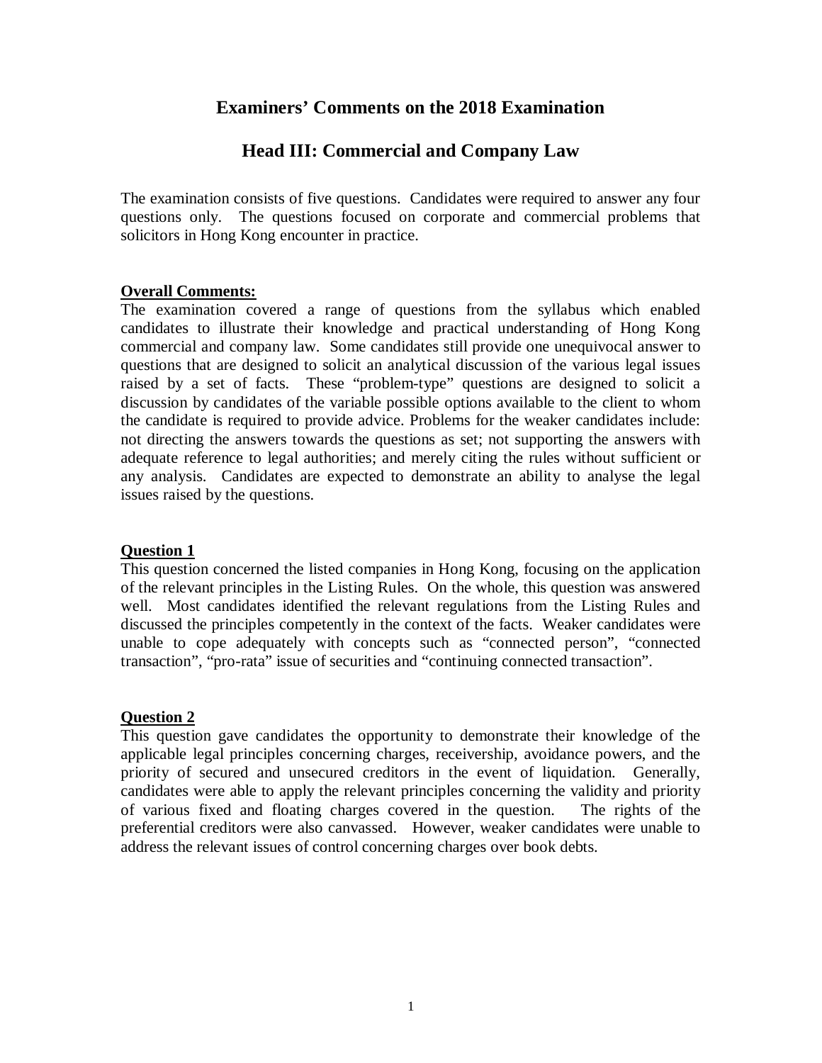# Examiners' Comments on the 2018 Examination

## Head III: Commercial and Company Law

The examination consists of five questions. Candidates were required to answer any four questions only. The questions focused on corporate and commercial problems that solicitors in Hong Kong encounter in practice.

**Overall Comments:**

The examination covered a range of questions from the syllabus which enabled candidates to illustrate their knowledge and practical understanding of Hong Kong commercial and company law. Some candidates still provide one unequivocal answer to questions that are designed to solicit an analytical discussion of the various legal issues raised by a set of facts. These "problem-type" questions are designed to solicit a discussion by candidates of the variable possible options available to the client to whom the candidate is required to provide advice. Problems for the weaker candidates include: not directing the answers towards the questions as set; not supporting the answers with adequate reference to legal authorities; and merely citing the rules without sufficient or any analysis. Candidates are expected to demonstrate an ability to analyse the legal issues raised by the questions.

**Question 1**

This question concerned the listed companies in Hong Kong, focusing on the application of the relevant principles in the Listing Rules. On the whole, this question was answered well. Most candidates identified the relevant regulations from the Listing Rules and discussed the principles competently in the context of the facts. Weaker candidates were unable to cope adequately with concepts such as "connected person", "connected transaction", "pro-rata" issue of securities and "continuing connected transaction".

**Question 2**

This question gave candidates the opportunity to demonstrate their knowledge of the applicable legal principles concerning charges, receivership, avoidance powers, and the priority of secured and unsecured creditors in the event of liquidation. Generally, candidates were able to apply the relevant principles concerning the validity and priority of various fixed and floating charges covered in the question. The rights of the preferential creditors were also canvassed. However, weaker candidates were unable to address the relevant issues of control concerning charges over book debts.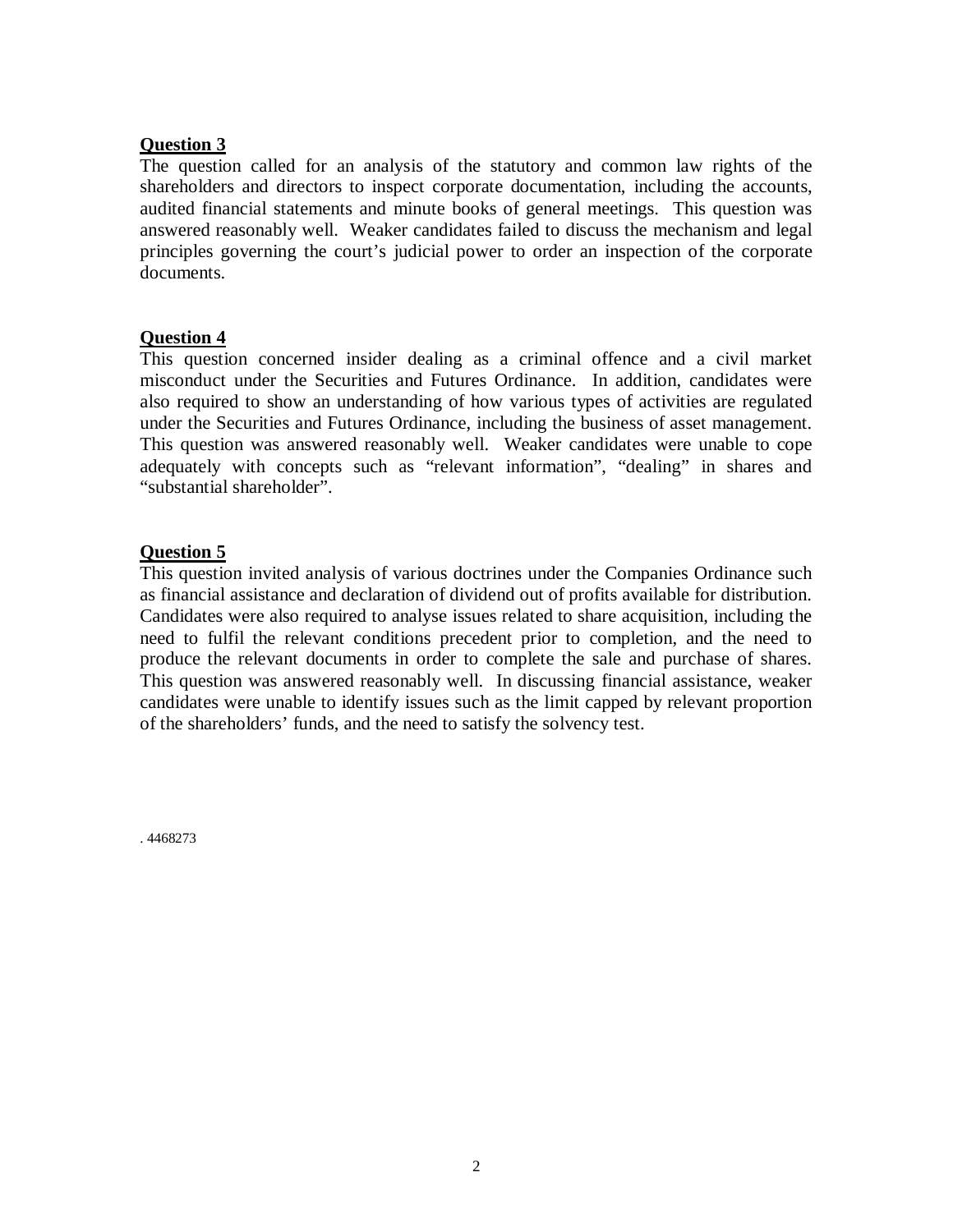**Question 3**

The question called for an analysis of the statutory and common law rights of the shareholders and directors to inspect corporate documentation, including the accounts, audited financial statements and minute books of general meetings. This question was answered reasonably well. Weaker candidates failed to discuss the mechanism and legal principles governing the court's judicial power to order an inspection of the corporate documents.

**Question 4**

This question concerned insider dealing as a criminal offence and a civil market misconduct under the Securities and Futures Ordinance. In addition, candidates were also required to show an understanding of how various types of activities are regulated under the Securities and Futures Ordinance, including the business of asset management. This question was answered reasonably well. Weaker candidates were unable to cope adequately with concepts such as "relevant information", "dealing" in shares and "substantial shareholder".

**Question 5**

This question invited analysis of various doctrines under the Companies Ordinance such as financial assistance and declaration of dividend out of profits available for distribution. Candidates were also required to analyse issues related to share acquisition, including the need to fulfil the relevant conditions precedent prior to completion, and the need to produce the relevant documents in order to complete the sale and purchase of shares. This question was answered reasonably well. In discussing financial assistance, weaker candidates were unable to identify issues such as the limit capped by relevant proportion of the shareholders' funds, and the need to satisfy the solvency test.

. 4468273